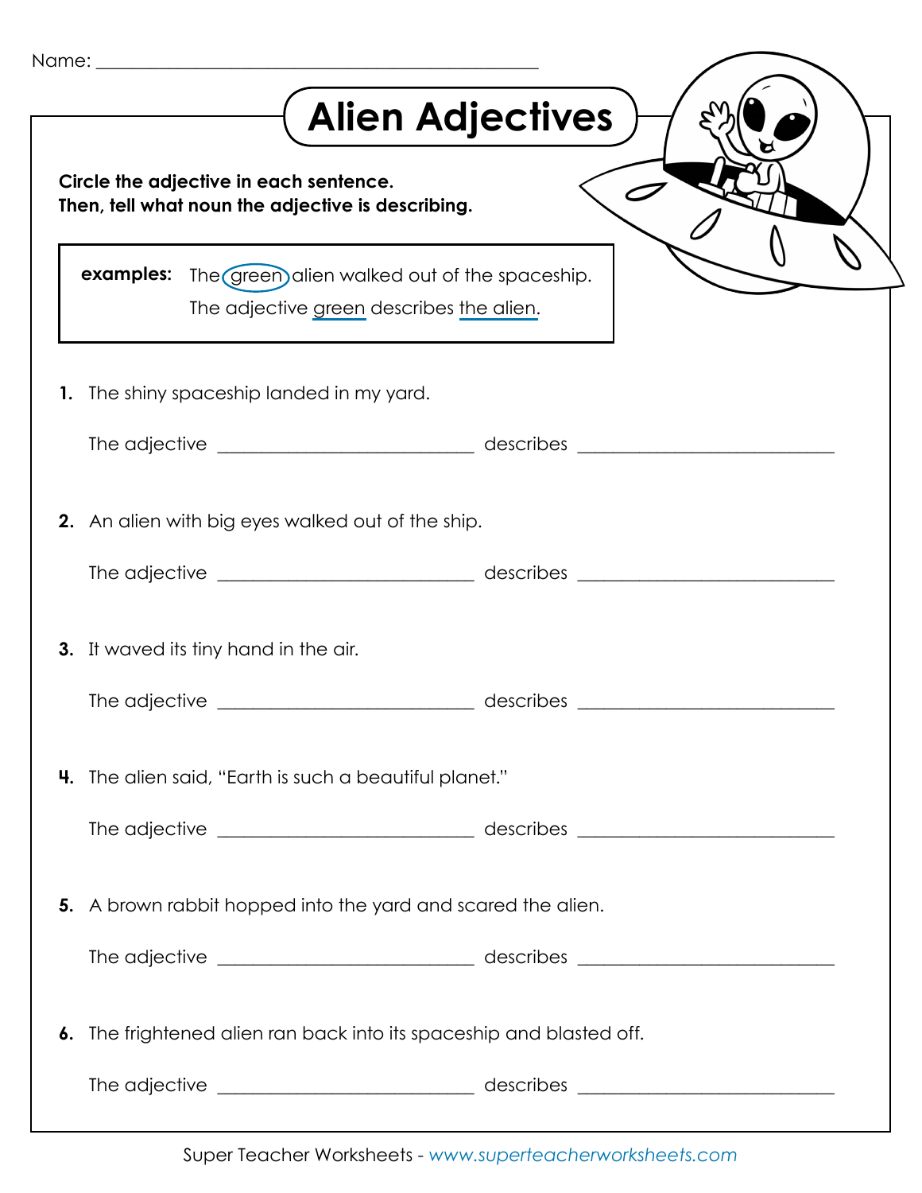Name: ______________________________________________

# Alien Adjectives

**Circle the adjective in each sentence.**
**Then, tell what noun the adjective is describing.**

**examples:** The (green) alien walked out of the spaceship.
The adjective green describes the alien.

**1.** The shiny spaceship landed in my yard.

The adjective ___________________________ describes ___________________________

**2.** An alien with big eyes walked out of the ship.

The adjective ___________________________ describes ___________________________

**3.** It waved its tiny hand in the air.

The adjective ___________________________ describes ___________________________

**4.** The alien said, "Earth is such a beautiful planet."

The adjective ___________________________ describes ___________________________

**5.** A brown rabbit hopped into the yard and scared the alien.

The adjective ___________________________ describes ___________________________

**6.** The frightened alien ran back into its spaceship and blasted off.

The adjective ___________________________ describes ___________________________

Super Teacher Worksheets - *www.superteacherworksheets.com*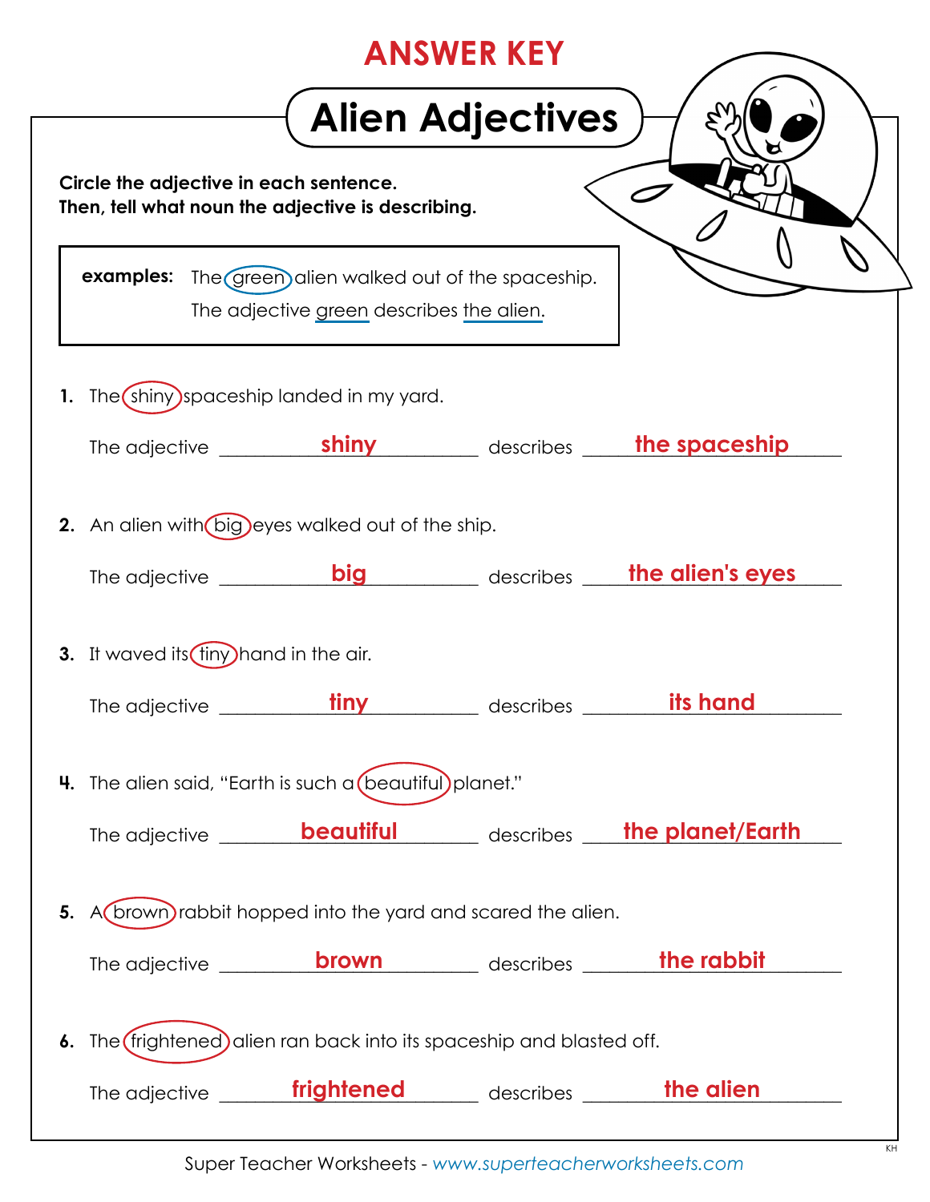# ANSWER KEY

## Alien Adjectives

**Circle the adjective in each sentence.**
**Then, tell what noun the adjective is describing.**

**examples:** The (green) alien walked out of the spaceship.
The adjective green describes the alien.

1. The (shiny) spaceship landed in my yard.

   The adjective **shiny** describes **the spaceship**

2. An alien with (big) eyes walked out of the ship.

   The adjective **big** describes **the alien's eyes**

3. It waved its (tiny) hand in the air.

   The adjective **tiny** describes **its hand**

4. The alien said, "Earth is such a (beautiful) planet."

   The adjective **beautiful** describes **the planet/Earth**

5. A (brown) rabbit hopped into the yard and scared the alien.

   The adjective **brown** describes **the rabbit**

6. The (frightened) alien ran back into its spaceship and blasted off.

   The adjective **frightened** describes **the alien**

Super Teacher Worksheets - www.superteacherworksheets.com